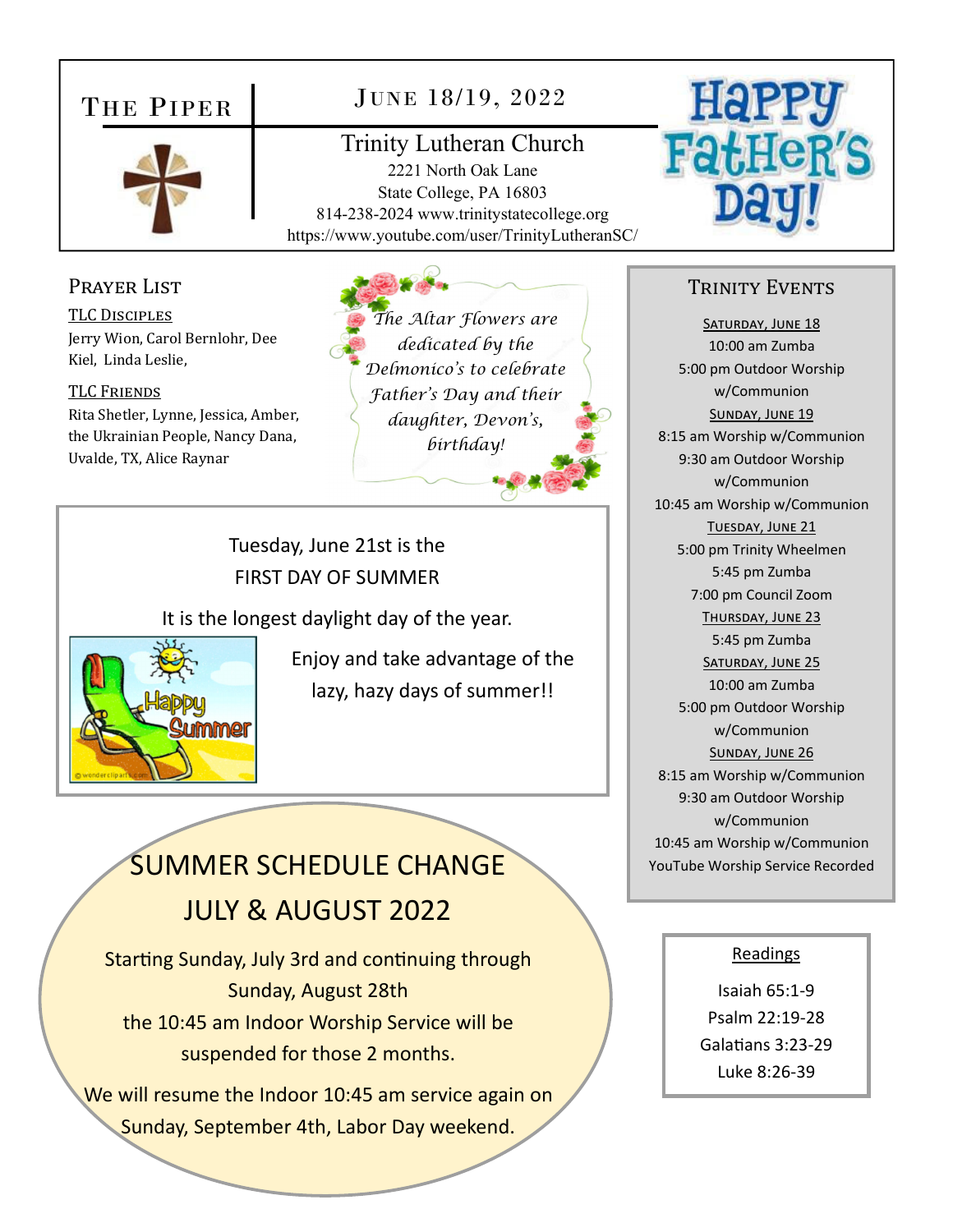# The Piper

## June 18/19, 2022

**Trinity Lutheran Church**
2221 North Oak Lane
State College, PA 16803
814-238-2024 www.trinitystatecollege.org
https://www.youtube.com/user/TrinityLutheranSC/

Happy Father's Day!

## Prayer List

**TLC Disciples**
Jerry Wion, Carol Bernlohr, Dee Kiel, Linda Leslie,

**TLC Friends**
Rita Shetler, Lynne, Jessica, Amber, the Ukrainian People, Nancy Dana, Uvalde, TX, Alice Raynar

*The Altar Flowers are dedicated by the Delmonico's to celebrate Father's Day and their daughter, Devon's, birthday!*

Tuesday, June 21st is the
FIRST DAY OF SUMMER

It is the longest daylight day of the year.

Enjoy and take advantage of the lazy, hazy days of summer!!

## SUMMER SCHEDULE CHANGE
## JULY & AUGUST 2022

Starting Sunday, July 3rd and continuing through Sunday, August 28th
the 10:45 am Indoor Worship Service will be suspended for those 2 months.

We will resume the Indoor 10:45 am service again on Sunday, September 4th, Labor Day weekend.

## Trinity Events

**Saturday, June 18**
10:00 am Zumba
5:00 pm Outdoor Worship w/Communion

**Sunday, June 19**
8:15 am Worship w/Communion
9:30 am Outdoor Worship w/Communion
10:45 am Worship w/Communion

**Tuesday, June 21**
5:00 pm Trinity Wheelmen
5:45 pm Zumba
7:00 pm Council Zoom

**Thursday, June 23**
5:45 pm Zumba

**Saturday, June 25**
10:00 am Zumba
5:00 pm Outdoor Worship w/Communion

**Sunday, June 26**
8:15 am Worship w/Communion
9:30 am Outdoor Worship w/Communion
10:45 am Worship w/Communion
YouTube Worship Service Recorded

## Readings

Isaiah 65:1-9
Psalm 22:19-28
Galatians 3:23-29
Luke 8:26-39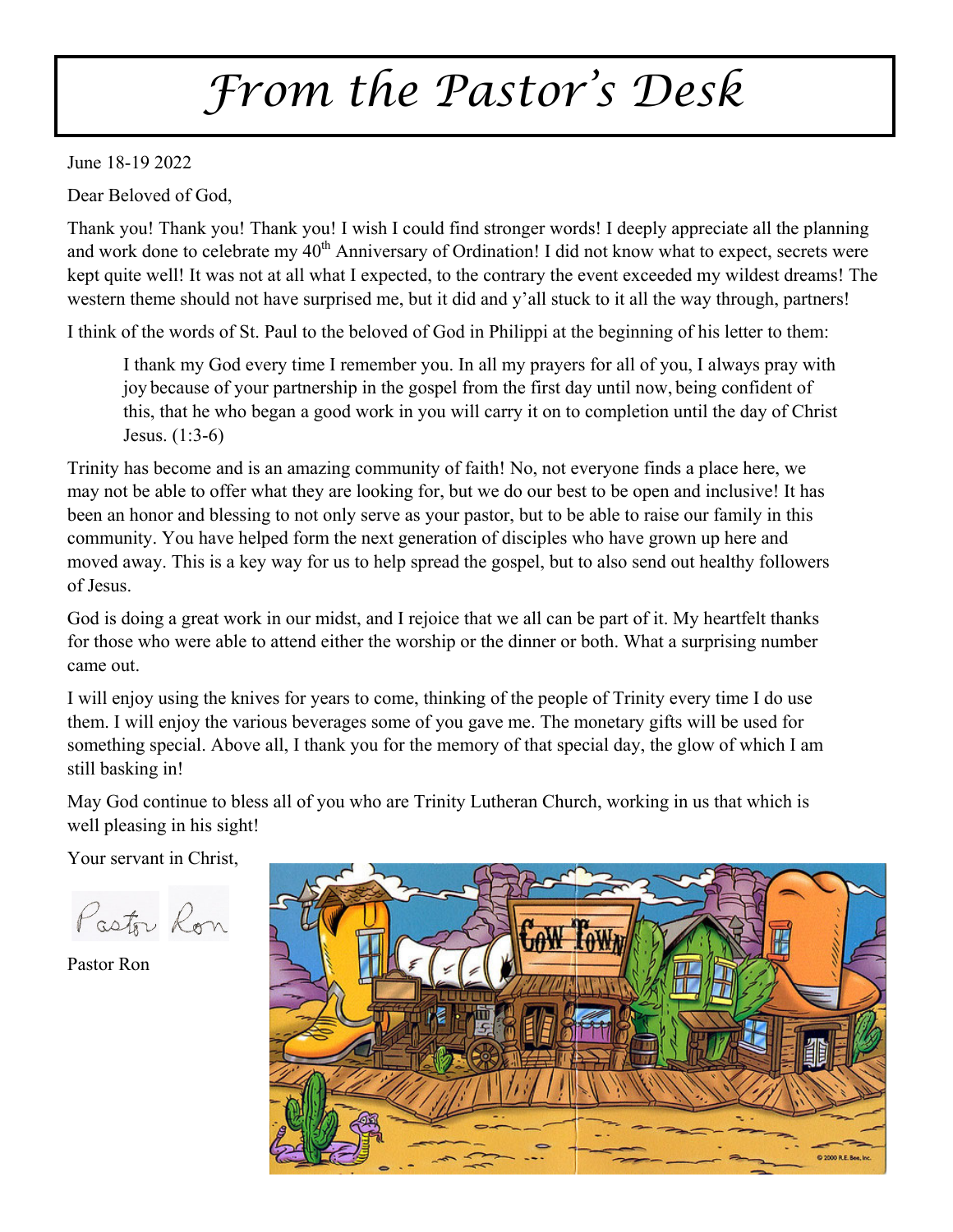# *From the Pastor's Desk*

June 18-19 2022

Dear Beloved of God,

Thank you! Thank you! Thank you! I wish I could find stronger words! I deeply appreciate all the planning and work done to celebrate my 40th Anniversary of Ordination! I did not know what to expect, secrets were kept quite well! It was not at all what I expected, to the contrary the event exceeded my wildest dreams! The western theme should not have surprised me, but it did and y'all stuck to it all the way through, partners!

I think of the words of St. Paul to the beloved of God in Philippi at the beginning of his letter to them:

> I thank my God every time I remember you. In all my prayers for all of you, I always pray with joy because of your partnership in the gospel from the first day until now, being confident of this, that he who began a good work in you will carry it on to completion until the day of Christ Jesus. (1:3-6)

Trinity has become and is an amazing community of faith! No, not everyone finds a place here, we may not be able to offer what they are looking for, but we do our best to be open and inclusive! It has been an honor and blessing to not only serve as your pastor, but to be able to raise our family in this community. You have helped form the next generation of disciples who have grown up here and moved away. This is a key way for us to help spread the gospel, but to also send out healthy followers of Jesus.

God is doing a great work in our midst, and I rejoice that we all can be part of it. My heartfelt thanks for those who were able to attend either the worship or the dinner or both. What a surprising number came out.

I will enjoy using the knives for years to come, thinking of the people of Trinity every time I do use them. I will enjoy the various beverages some of you gave me. The monetary gifts will be used for something special. Above all, I thank you for the memory of that special day, the glow of which I am still basking in!

May God continue to bless all of you who are Trinity Lutheran Church, working in us that which is well pleasing in his sight!

Your servant in Christ,

Pastor Ron

Pastor Ron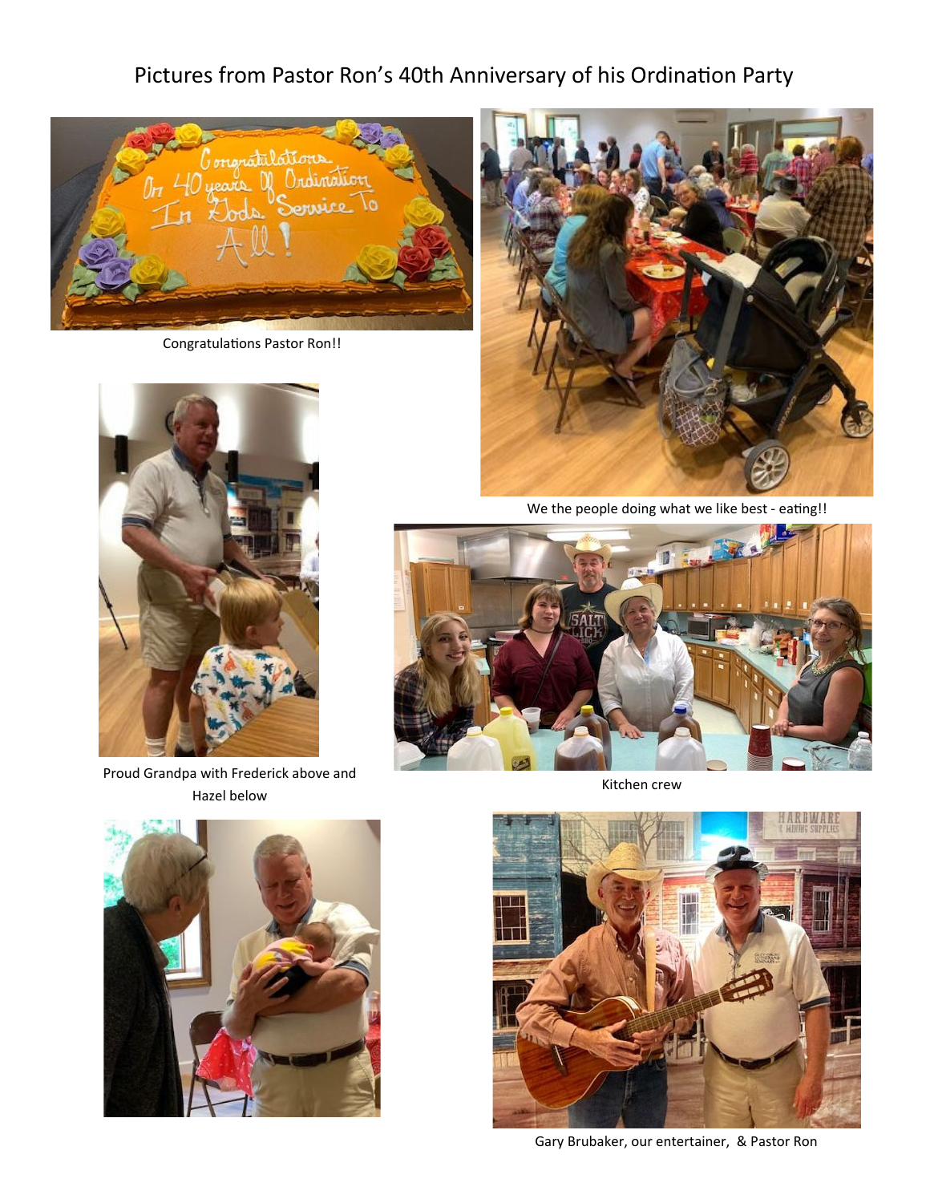# Pictures from Pastor Ron's 40th Anniversary of his Ordination Party

Congratulations Pastor Ron!!

We the people doing what we like best - eating!!

Proud Grandpa with Frederick above and Hazel below

Kitchen crew

Gary Brubaker, our entertainer, & Pastor Ron